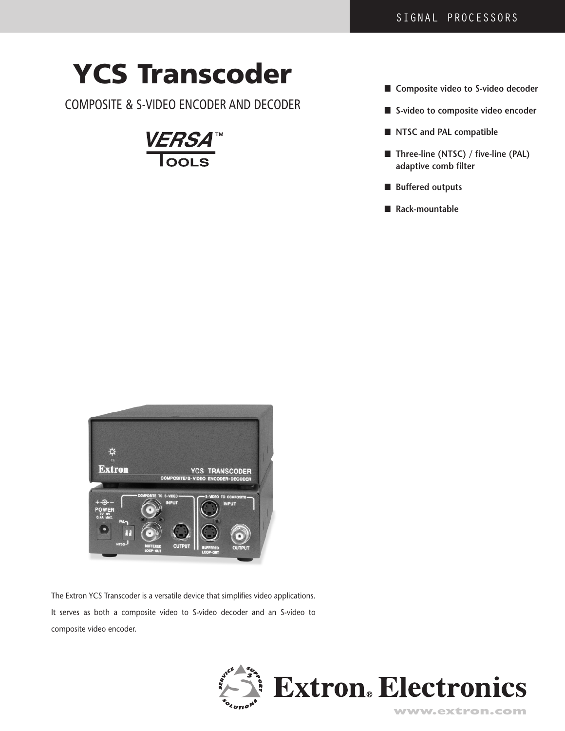SIGNAL PROCESSORS

# YCS Transcoder

## COMPOSITE & S-VIDEO ENCODER AND DECODER

VERSA™ TOOLS

- **Composite video to S-video decoder**
- **S-video to composite video encoder**
- **NTSC and PAL compatible**
- **Three-line (NTSC) / five-line (PAL) adaptive comb filter**
- **Buffered outputs**
- **Rack-mountable**

The Extron YCS Transcoder is a versatile device that simplifies video applications. It serves as both a composite video to S-video decoder and an S-video to composite video encoder.

Extron® Electronics

www.extron.com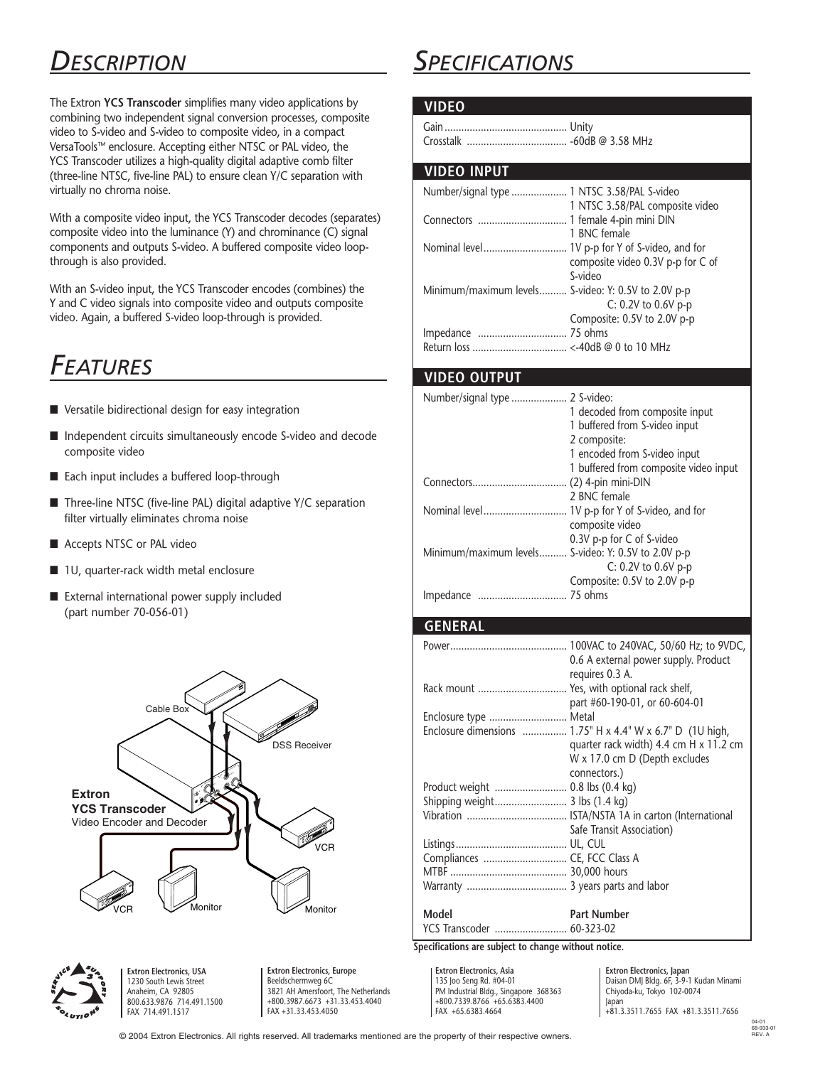# Description

The Extron **YCS Transcoder** simplifies many video applications by combining two independent signal conversion processes, composite video to S-video and S-video to composite video, in a compact VersaTools™ enclosure. Accepting either NTSC or PAL video, the YCS Transcoder utilizes a high-quality digital adaptive comb filter (three-line NTSC, five-line PAL) to ensure clean Y/C separation with virtually no chroma noise.

With a composite video input, the YCS Transcoder decodes (separates) composite video into the luminance (Y) and chrominance (C) signal components and outputs S-video. A buffered composite video loop-through is also provided.

With an S-video input, the YCS Transcoder encodes (combines) the Y and C video signals into composite video and outputs composite video. Again, a buffered S-video loop-through is provided.

# Features

- Versatile bidirectional design for easy integration
- Independent circuits simultaneously encode S-video and decode composite video
- Each input includes a buffered loop-through
- Three-line NTSC (five-line PAL) digital adaptive Y/C separation filter virtually eliminates chroma noise
- Accepts NTSC or PAL video
- 1U, quarter-rack width metal enclosure
- External international power supply included (part number 70-056-01)

Cable Box
DSS Receiver
**Extron**
**YCS Transcoder**
Video Encoder and Decoder
VCR
VCR
Monitor
Monitor

# Specifications

## VIDEO

| | |
|---|---|
| Gain | Unity |
| Crosstalk | -60dB @ 3.58 MHz |

## VIDEO INPUT

| | |
|---|---|
| Number/signal type | 1 NTSC 3.58/PAL S-video<br>1 NTSC 3.58/PAL composite video |
| Connectors | 1 female 4-pin mini DIN<br>1 BNC female |
| Nominal level | 1V p-p for Y of S-video, and for composite video 0.3V p-p for C of S-video |
| Minimum/maximum levels | S-video: Y: 0.5V to 2.0V p-p<br>C: 0.2V to 0.6V p-p<br>Composite: 0.5V to 2.0V p-p |
| Impedance | 75 ohms |
| Return loss | <-40dB @ 0 to 10 MHz |

## VIDEO OUTPUT

| | |
|---|---|
| Number/signal type | 2 S-video:<br>1 decoded from composite input<br>1 buffered from S-video input<br>2 composite:<br>1 encoded from S-video input<br>1 buffered from composite video input |
| Connectors | (2) 4-pin mini-DIN<br>2 BNC female |
| Nominal level | 1V p-p for Y of S-video, and for composite video<br>0.3V p-p for C of S-video |
| Minimum/maximum levels | S-video: Y: 0.5V to 2.0V p-p<br>C: 0.2V to 0.6V p-p<br>Composite: 0.5V to 2.0V p-p |
| Impedance | 75 ohms |

## GENERAL

| | |
|---|---|
| Power | 100VAC to 240VAC, 50/60 Hz; to 9VDC, 0.6 A external power supply. Product requires 0.3 A. |
| Rack mount | Yes, with optional rack shelf, part #60-190-01, or 60-604-01 |
| Enclosure type | Metal |
| Enclosure dimensions | 1.75" H x 4.4" W x 6.7" D (1U high, quarter rack width) 4.4 cm H x 11.2 cm W x 17.0 cm D (Depth excludes connectors.) |
| Product weight | 0.8 lbs (0.4 kg) |
| Shipping weight | 3 lbs (1.4 kg) |
| Vibration | ISTA/NSTA 1A in carton (International Safe Transit Association) |
| Listings | UL, CUL |
| Compliances | CE, FCC Class A |
| MTBF | 30,000 hours |
| Warranty | 3 years parts and labor |

| **Model** | **Part Number** |
|---|---|
| YCS Transcoder | 60-323-02 |

**Specifications are subject to change without notice.**

**Extron Electronics, USA**
1230 South Lewis Street
Anaheim, CA 92805
800.633.9876 714.491.1500
FAX 714.491.1517

**Extron Electronics, Europe**
Beeldschermweg 6C
3821 AH Amersfoort, The Netherlands
+800.3987.6673 +31.33.453.4040
FAX +31.33.453.4050

**Extron Electronics, Asia**
135 Joo Seng Rd. #04-01
PM Industrial Bldg., Singapore 368363
+800.7339.8766 +65.6383.4400
FAX +65.6383.4664

**Extron Electronics, Japan**
Daisan DMJ Bldg. 6F, 3-9-1 Kudan Minami
Chiyoda-ku, Tokyo 102-0074
Japan
+81.3.3511.7655 FAX +81.3.3511.7656

04-01
68-933-01
REV. A

© 2004 Extron Electronics. All rights reserved. All trademarks mentioned are the property of their respective owners.